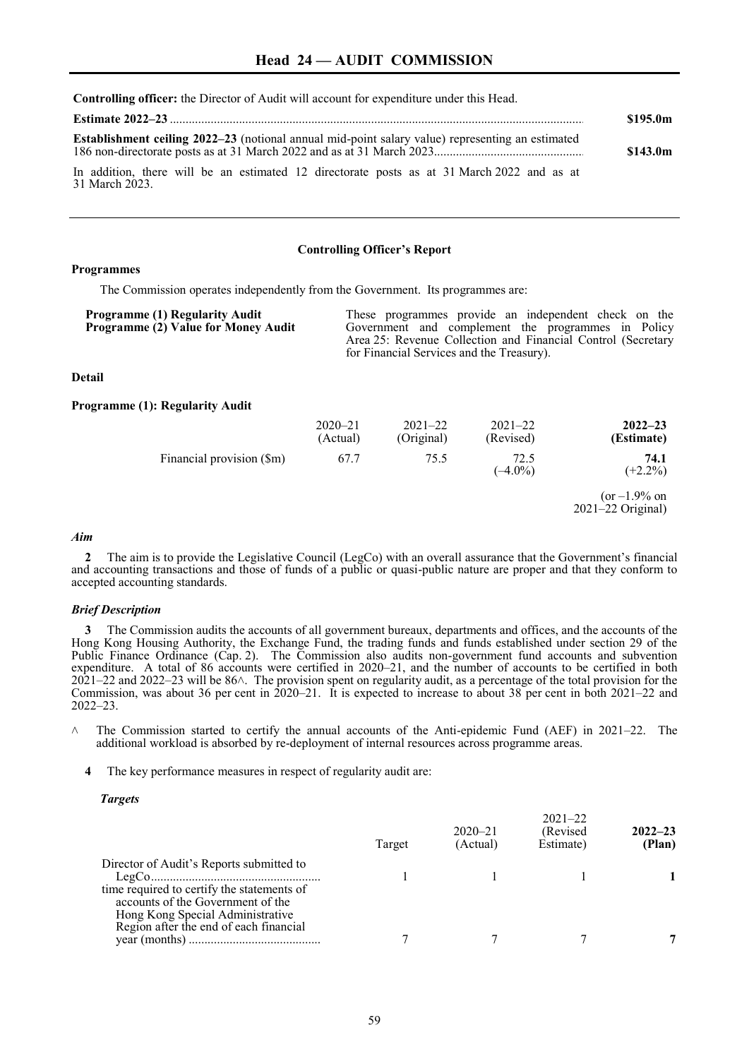# Head 24 — AUDIT COMMISSION

**Controlling officer:** the Director of Audit will account for expenditure under this Head.

| | |
|---|---|
| **Estimate 2022–23** | **$195.0m** |
| **Establishment ceiling 2022–23** (notional annual mid-point salary value) representing an estimated 186 non-directorate posts as at 31 March 2022 and as at 31 March 2023 | **$143.0m** |

In addition, there will be an estimated 12 directorate posts as at 31 March 2022 and as at 31 March 2023.

---

**Controlling Officer's Report**

**Programmes**

The Commission operates independently from the Government. Its programmes are:

| | |
|---|---|
| **Programme (1) Regularity Audit**<br>**Programme (2) Value for Money Audit** | These programmes provide an independent check on the Government and complement the programmes in Policy Area 25: Revenue Collection and Financial Control (Secretary for Financial Services and the Treasury). |

**Detail**

**Programme (1): Regularity Audit**

| | 2020–21 (Actual) | 2021–22 (Original) | 2021–22 (Revised) | **2022–23 (Estimate)** |
|---|---|---|---|---|
| Financial provision ($m) | 67.7 | 75.5 | 72.5 (–4.0%) | **74.1** (+2.2%) |
| | | | | (or –1.9% on 2021–22 Original) |

***Aim***

**2** The aim is to provide the Legislative Council (LegCo) with an overall assurance that the Government's financial and accounting transactions and those of funds of a public or quasi-public nature are proper and that they conform to accepted accounting standards.

***Brief Description***

**3** The Commission audits the accounts of all government bureaux, departments and offices, and the accounts of the Hong Kong Housing Authority, the Exchange Fund, the trading funds and funds established under section 29 of the Public Finance Ordinance (Cap. 2). The Commission also audits non-government fund accounts and subvention expenditure. A total of 86 accounts were certified in 2020–21, and the number of accounts to be certified in both 2021–22 and 2022–23 will be 86^. The provision spent on regularity audit, as a percentage of the total provision for the Commission, was about 36 per cent in 2020–21. It is expected to increase to about 38 per cent in both 2021–22 and 2022–23.

^ The Commission started to certify the annual accounts of the Anti-epidemic Fund (AEF) in 2021–22. The additional workload is absorbed by re-deployment of internal resources across programme areas.

**4** The key performance measures in respect of regularity audit are:

***Targets***

| | Target | 2020–21 (Actual) | 2021–22 (Revised Estimate) | **2022–23 (Plan)** |
|---|---|---|---|---|
| Director of Audit's Reports submitted to LegCo | 1 | 1 | 1 | **1** |
| time required to certify the statements of accounts of the Government of the Hong Kong Special Administrative Region after the end of each financial year (months) | 7 | 7 | 7 | **7** |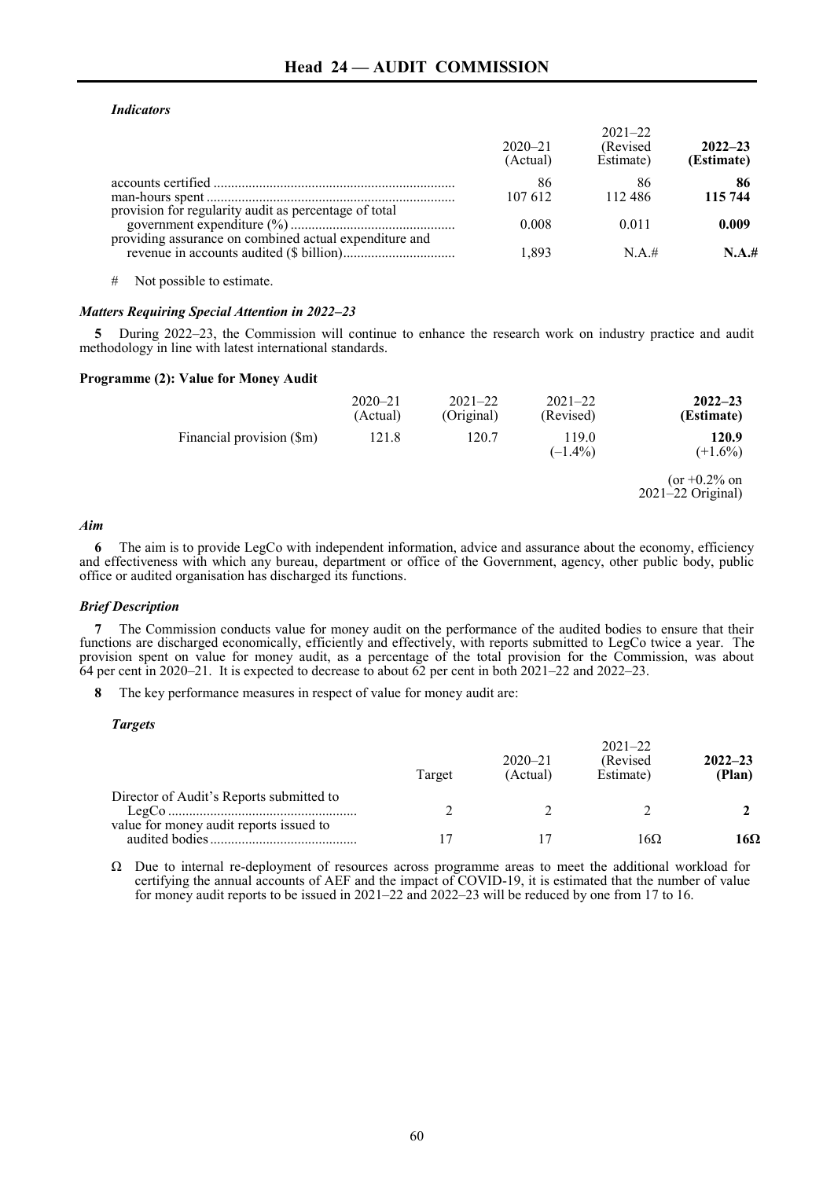*Indicators*

| | 2020–21 (Actual) | 2021–22 (Revised Estimate) | **2022–23 (Estimate)** |
|---|---|---|---|
| accounts certified | 86 | 86 | **86** |
| man-hours spent | 107 612 | 112 486 | **115 744** |
| provision for regularity audit as percentage of total government expenditure (%) | 0.008 | 0.011 | **0.009** |
| providing assurance on combined actual expenditure and revenue in accounts audited ($ billion) | 1,893 | N.A.# | **N.A.#** |

\# Not possible to estimate.

### *Matters Requiring Special Attention in 2022–23*

**5** During 2022–23, the Commission will continue to enhance the research work on industry practice and audit methodology in line with latest international standards.

## Programme (2): Value for Money Audit

| | 2020–21 (Actual) | 2021–22 (Original) | 2021–22 (Revised) | **2022–23 (Estimate)** |
|---|---|---|---|---|
| Financial provision ($m) | 121.8 | 120.7 | 119.0 (–1.4%) | **120.9** (+1.6%) |
| | | | | (or +0.2% on 2021–22 Original) |

### *Aim*

**6** The aim is to provide LegCo with independent information, advice and assurance about the economy, efficiency and effectiveness with which any bureau, department or office of the Government, agency, other public body, public office or audited organisation has discharged its functions.

### *Brief Description*

**7** The Commission conducts value for money audit on the performance of the audited bodies to ensure that their functions are discharged economically, efficiently and effectively, with reports submitted to LegCo twice a year. The provision spent on value for money audit, as a percentage of the total provision for the Commission, was about 64 per cent in 2020–21. It is expected to decrease to about 62 per cent in both 2021–22 and 2022–23.

**8** The key performance measures in respect of value for money audit are:

*Targets*

| | Target | 2020–21 (Actual) | 2021–22 (Revised Estimate) | **2022–23 (Plan)** |
|---|---|---|---|---|
| Director of Audit's Reports submitted to LegCo | 2 | 2 | 2 | **2** |
| value for money audit reports issued to audited bodies | 17 | 17 | 16Ω | **16Ω** |

Ω Due to internal re-deployment of resources across programme areas to meet the additional workload for certifying the annual accounts of AEF and the impact of COVID-19, it is estimated that the number of value for money audit reports to be issued in 2021–22 and 2022–23 will be reduced by one from 17 to 16.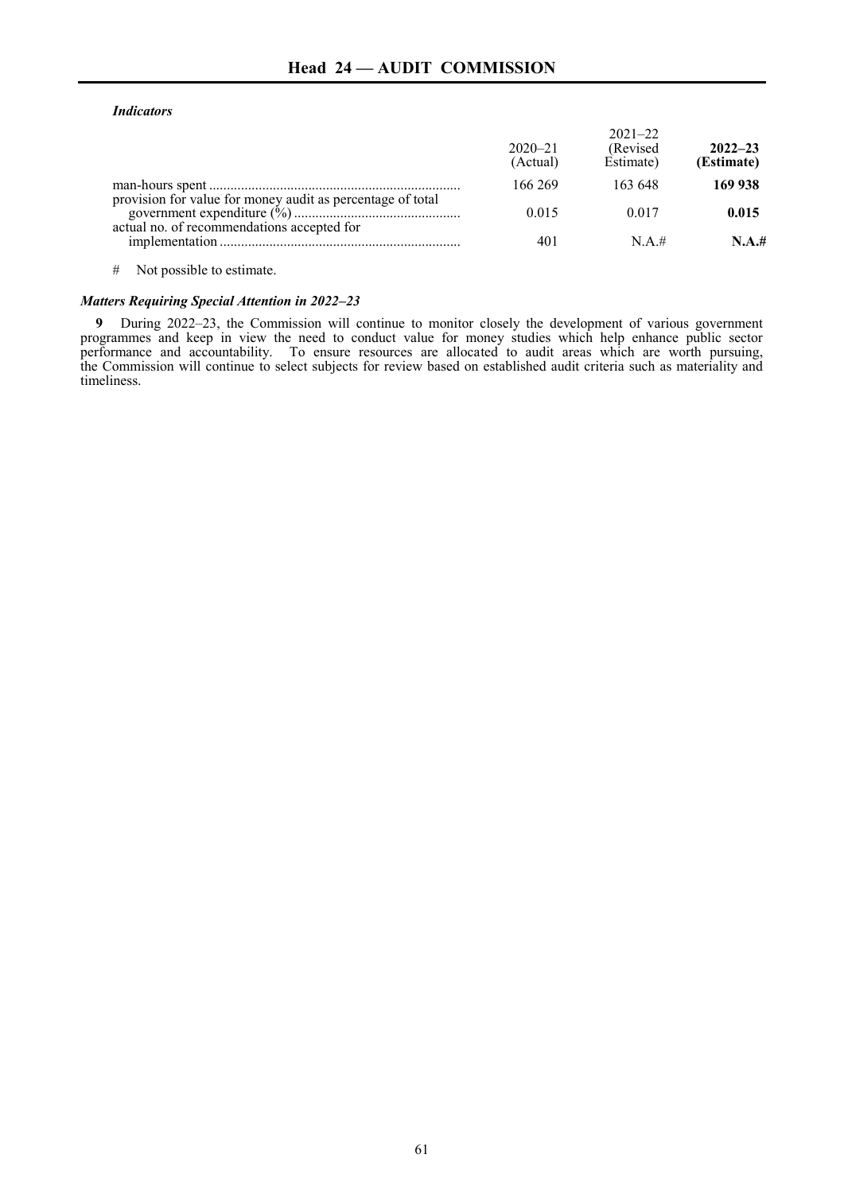## Head 24 — AUDIT COMMISSION

***Indicators***

| | 2020–21 (Actual) | 2021–22 (Revised Estimate) | **2022–23 (Estimate)** |
|---|---|---|---|
| man-hours spent | 166 269 | 163 648 | **169 938** |
| provision for value for money audit as percentage of total government expenditure (%) | 0.015 | 0.017 | **0.015** |
| actual no. of recommendations accepted for implementation | 401 | N.A.# | **N.A.#** |

\#  Not possible to estimate.

***Matters Requiring Special Attention in 2022–23***

**9** During 2022–23, the Commission will continue to monitor closely the development of various government programmes and keep in view the need to conduct value for money studies which help enhance public sector performance and accountability. To ensure resources are allocated to audit areas which are worth pursuing, the Commission will continue to select subjects for review based on established audit criteria such as materiality and timeliness.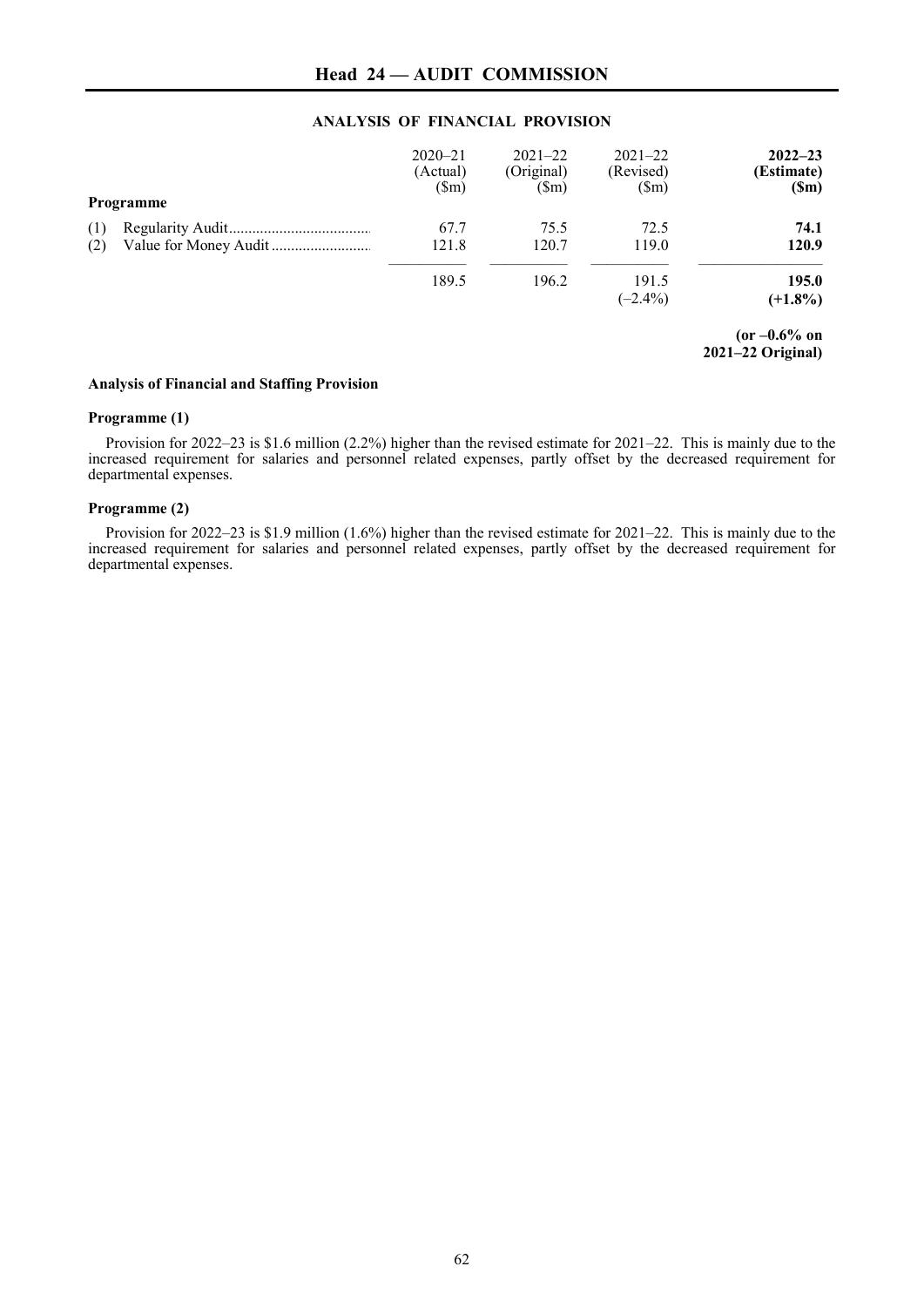# Head 24 — AUDIT COMMISSION

## ANALYSIS OF FINANCIAL PROVISION

| Programme | 2020–21 (Actual) ($m) | 2021–22 (Original) ($m) | 2021–22 (Revised) ($m) | **2022–23 (Estimate) ($m)** |
|---|---|---|---|---|
| (1) Regularity Audit | 67.7 | 75.5 | 72.5 | **74.1** |
| (2) Value for Money Audit | 121.8 | 120.7 | 119.0 | **120.9** |
| | 189.5 | 196.2 | 191.5 (–2.4%) | **195.0 (+1.8%)** |
| | | | | **(or –0.6% on 2021–22 Original)** |

### Analysis of Financial and Staffing Provision

#### Programme (1)

Provision for 2022–23 is $1.6 million (2.2%) higher than the revised estimate for 2021–22. This is mainly due to the increased requirement for salaries and personnel related expenses, partly offset by the decreased requirement for departmental expenses.

#### Programme (2)

Provision for 2022–23 is $1.9 million (1.6%) higher than the revised estimate for 2021–22. This is mainly due to the increased requirement for salaries and personnel related expenses, partly offset by the decreased requirement for departmental expenses.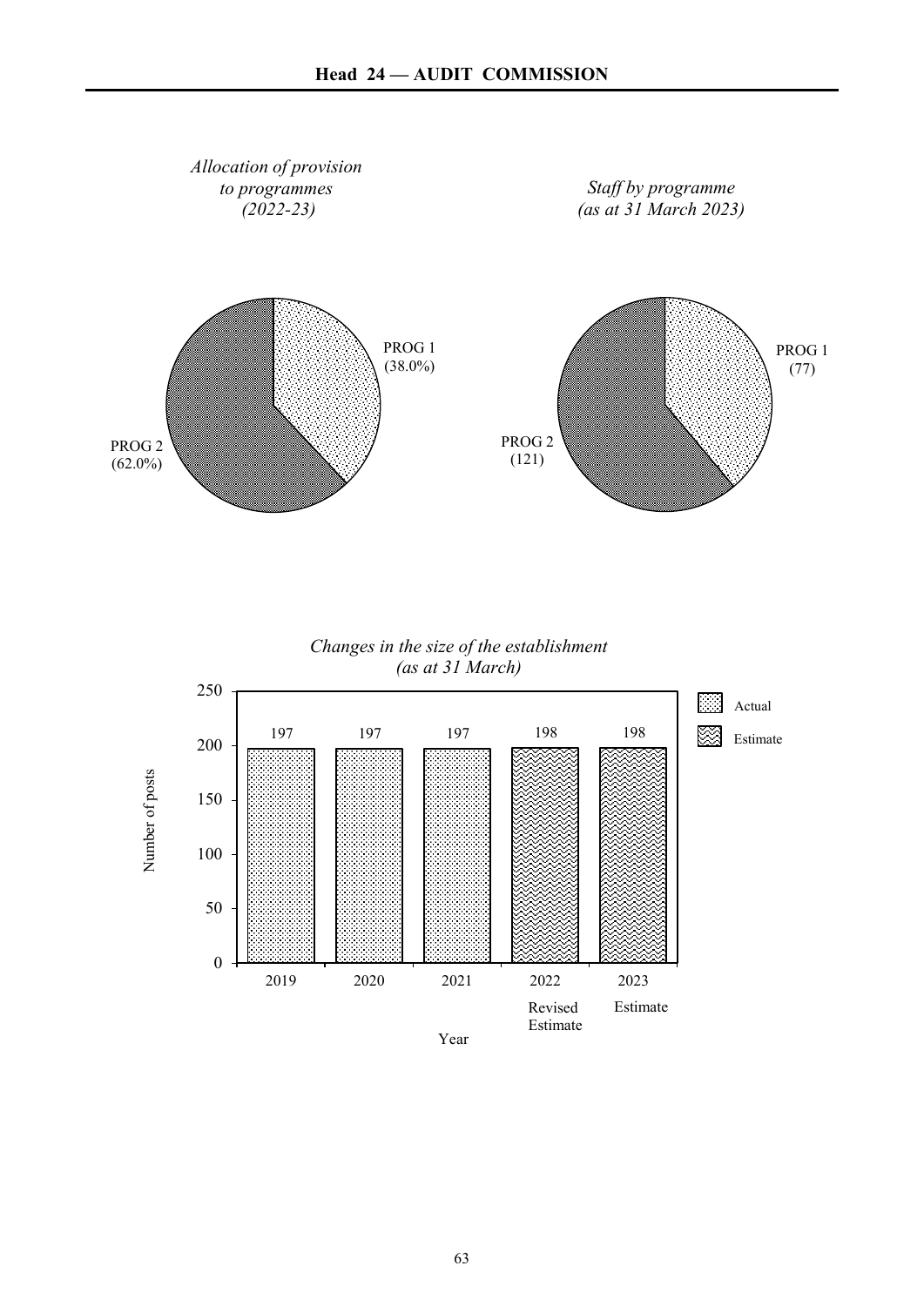*Allocation of provision to programmes (2022-23)*

| Programme | Allocation |
|---|---|
| PROG 1 | (38.0%) |
| PROG 2 | (62.0%) |

*Staff by programme (as at 31 March 2023)*

| Programme | Staff |
|---|---|
| PROG 1 | (77) |
| PROG 2 | (121) |

*Changes in the size of the establishment (as at 31 March)*

| Year | Number of posts |
|---|---|
| 2019 (Actual) | 197 |
| 2020 (Actual) | 197 |
| 2021 (Actual) | 197 |
| 2022 Revised Estimate | 198 |
| 2023 Estimate | 198 |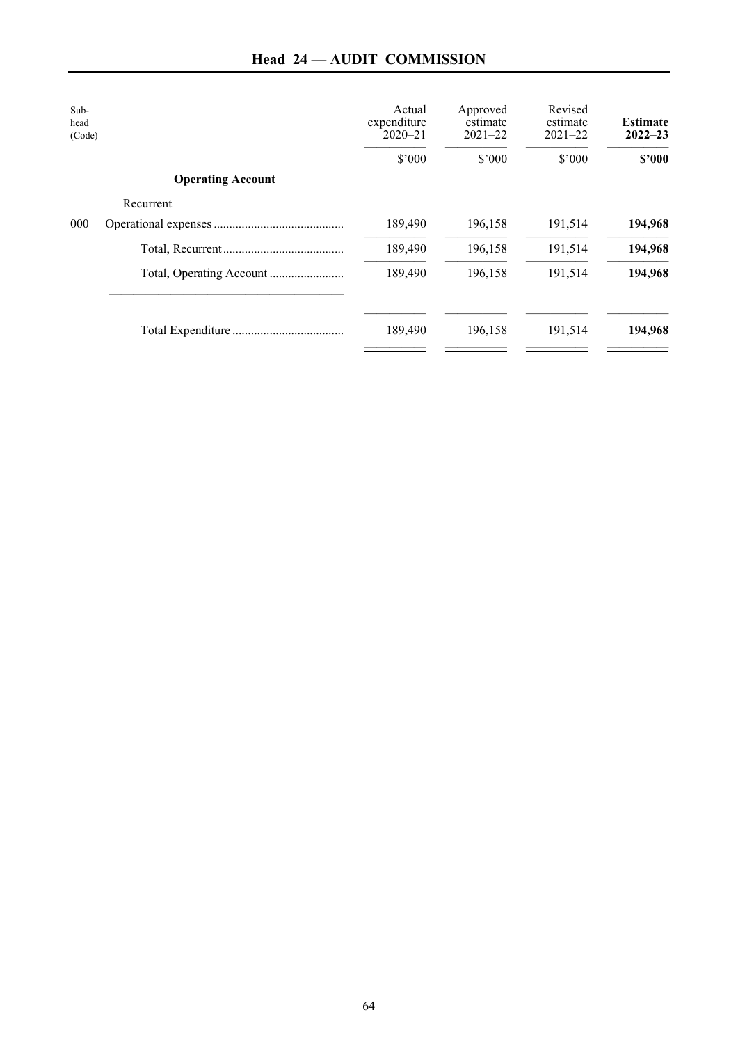# Head 24 — AUDIT COMMISSION

| Sub-head (Code) | | Actual expenditure 2020–21 | Approved estimate 2021–22 | Revised estimate 2021–22 | **Estimate 2022–23** |
|---|---|---|---|---|---|
| | | $'000 | $'000 | $'000 | **$'000** |
| | **Operating Account** | | | | |
| | Recurrent | | | | |
| 000 | Operational expenses | 189,490 | 196,158 | 191,514 | **194,968** |
| | Total, Recurrent | 189,490 | 196,158 | 191,514 | **194,968** |
| | Total, Operating Account | 189,490 | 196,158 | 191,514 | **194,968** |
| | Total Expenditure | 189,490 | 196,158 | 191,514 | **194,968** |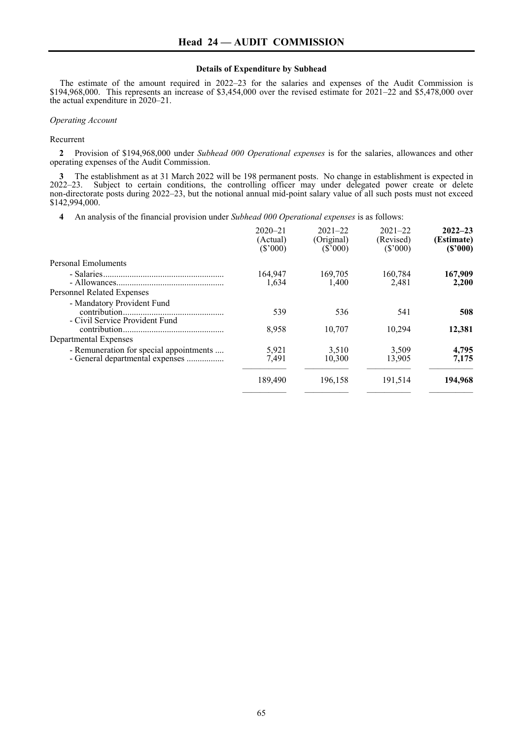# Head 24 — AUDIT COMMISSION

## Details of Expenditure by Subhead

The estimate of the amount required in 2022–23 for the salaries and expenses of the Audit Commission is $194,968,000. This represents an increase of $3,454,000 over the revised estimate for 2021–22 and $5,478,000 over the actual expenditure in 2020–21.

*Operating Account*

Recurrent

**2** Provision of $194,968,000 under *Subhead 000 Operational expenses* is for the salaries, allowances and other operating expenses of the Audit Commission.

**3** The establishment as at 31 March 2022 will be 198 permanent posts. No change in establishment is expected in 2022–23. Subject to certain conditions, the controlling officer may under delegated power create or delete non-directorate posts during 2022–23, but the notional annual mid-point salary value of all such posts must not exceed $142,994,000.

**4** An analysis of the financial provision under *Subhead 000 Operational expenses* is as follows:

| | 2020–21 (Actual) ($'000) | 2021–22 (Original) ($'000) | 2021–22 (Revised) ($'000) | **2022–23 (Estimate) ($'000)** |
|---|---|---|---|---|
| Personal Emoluments | | | | |
| - Salaries | 164,947 | 169,705 | 160,784 | **167,909** |
| - Allowances | 1,634 | 1,400 | 2,481 | **2,200** |
| Personnel Related Expenses | | | | |
| - Mandatory Provident Fund contribution | 539 | 536 | 541 | **508** |
| - Civil Service Provident Fund contribution | 8,958 | 10,707 | 10,294 | **12,381** |
| Departmental Expenses | | | | |
| - Remuneration for special appointments | 5,921 | 3,510 | 3,509 | **4,795** |
| - General departmental expenses | 7,491 | 10,300 | 13,905 | **7,175** |
| | 189,490 | 196,158 | 191,514 | **194,968** |